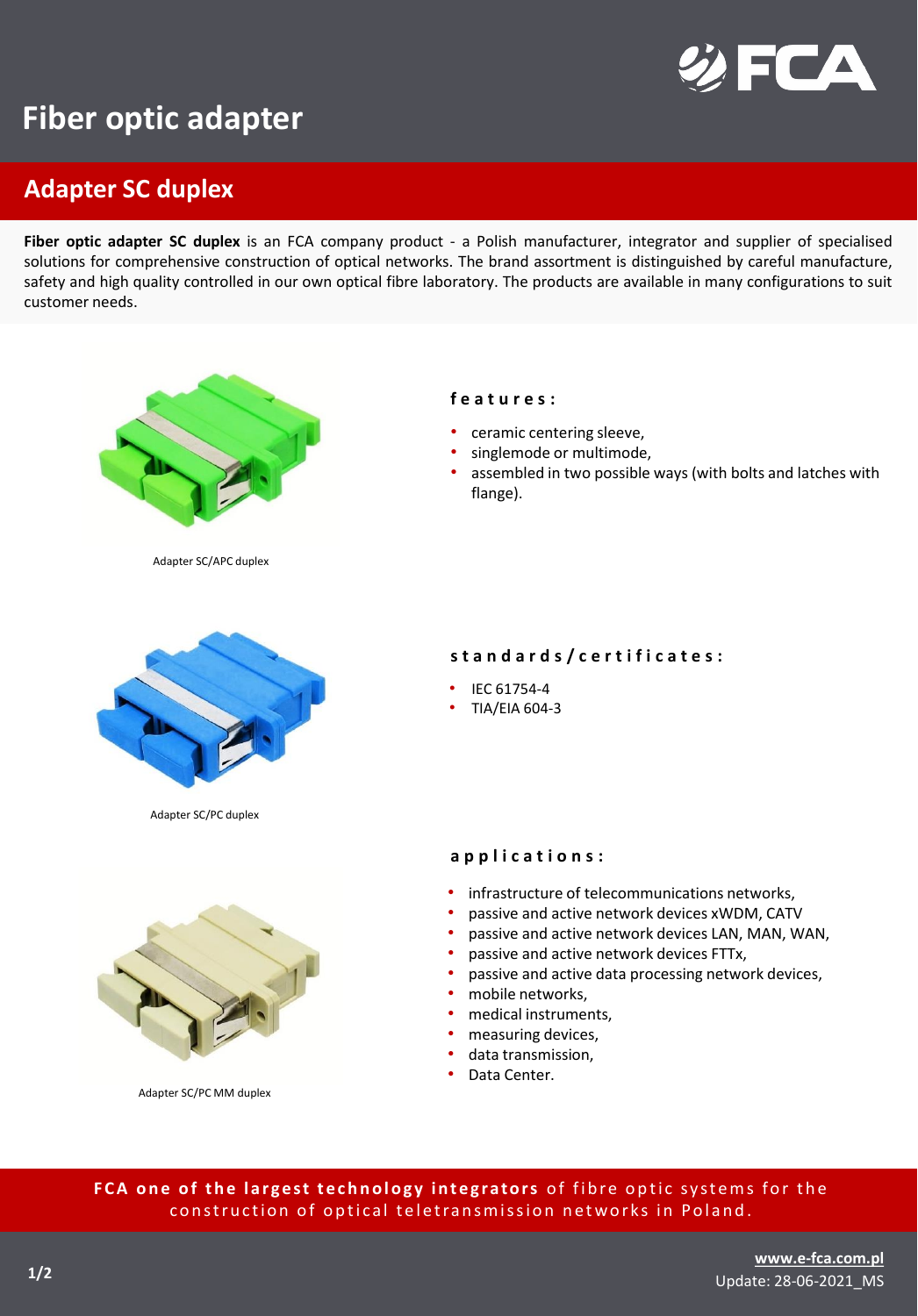# Fiber optic adapter

## Adapter SC duplex

**Fiber optic adapter SC duplex** is an FCA company product - a Polish manufacturer, integrator and supplier of specialised solutions for comprehensive construction of optical networks. The brand assortment is distinguished by careful manufacture, safety and high quality controlled in our own optical fibre laboratory. The products are available in many configurations to suit customer needs.

Adapter SC/APC duplex

Adapter SC/PC duplex

Adapter SC/PC MM duplex

### features:

- ceramic centering sleeve,
- singlemode or multimode,
- assembled in two possible ways (with bolts and latches with flange).

### standards/certificates:

- IEC 61754-4
- TIA/EIA 604-3

### applications:

- infrastructure of telecommunications networks,
- passive and active network devices xWDM, CATV
- passive and active network devices LAN, MAN, WAN,
- passive and active network devices FTTx,
- passive and active data processing network devices,
- mobile networks,
- medical instruments,
- measuring devices,
- data transmission,
- Data Center.

**FCA one of the largest technology integrators** of fibre optic systems for the construction of optical teletransmission networks in Poland.

www.e-fca.com.pl
Update: 28-06-2021_MS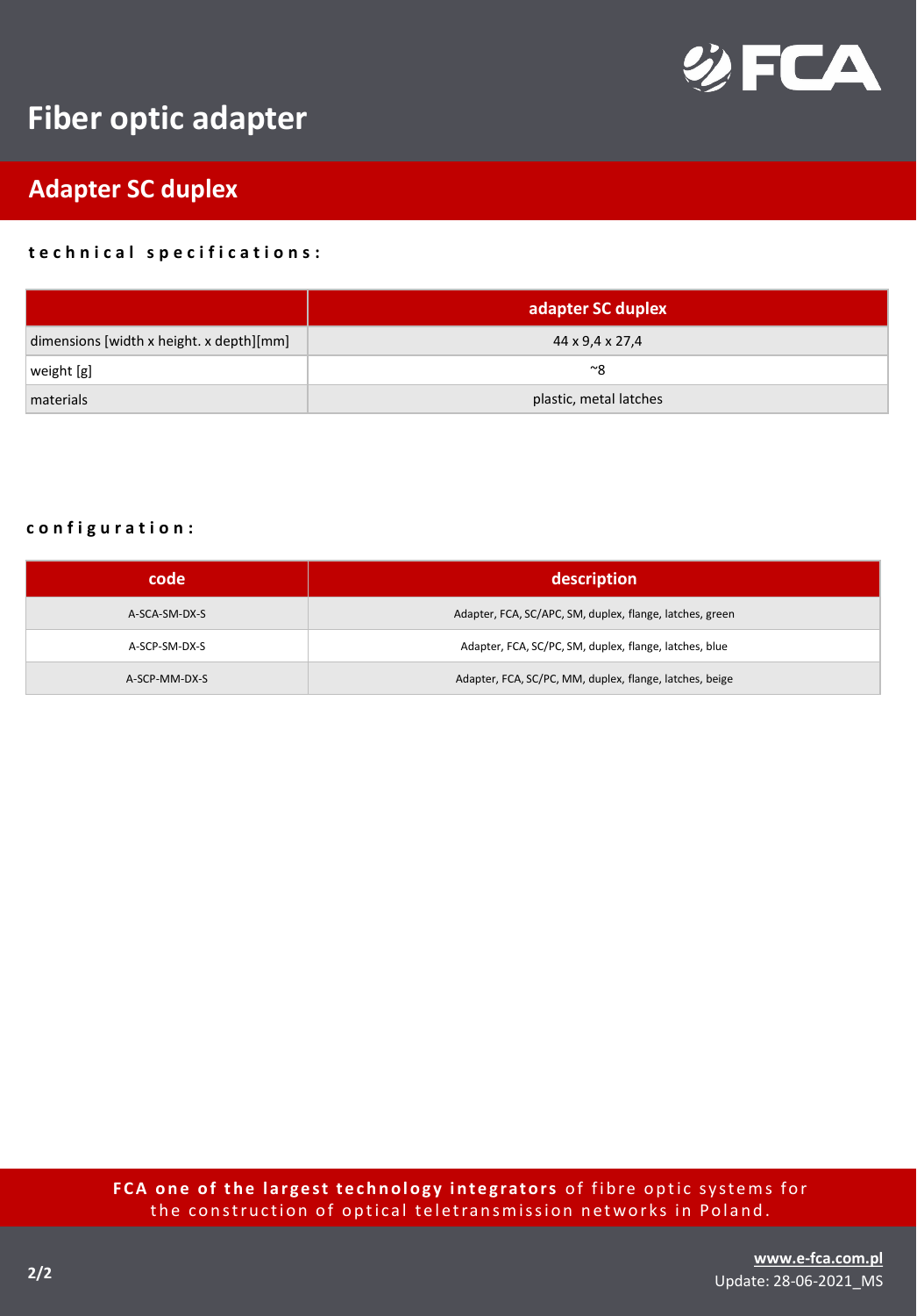# Fiber optic adapter

## Adapter SC duplex

**technical specifications:**

| | adapter SC duplex |
|---|---|
| dimensions [width x height. x depth][mm] | 44 x 9,4 x 27,4 |
| weight [g] | ~8 |
| materials | plastic, metal latches |

**configuration:**

| code | description |
|---|---|
| A-SCA-SM-DX-S | Adapter, FCA, SC/APC, SM, duplex, flange, latches, green |
| A-SCP-SM-DX-S | Adapter, FCA, SC/PC, SM, duplex, flange, latches, blue |
| A-SCP-MM-DX-S | Adapter, FCA, SC/PC, MM, duplex, flange, latches, beige |

**FCA one of the largest technology integrators** of fibre optic systems for the construction of optical teletransmission networks in Poland.

www.e-fca.com.pl
Update: 28-06-2021_MS